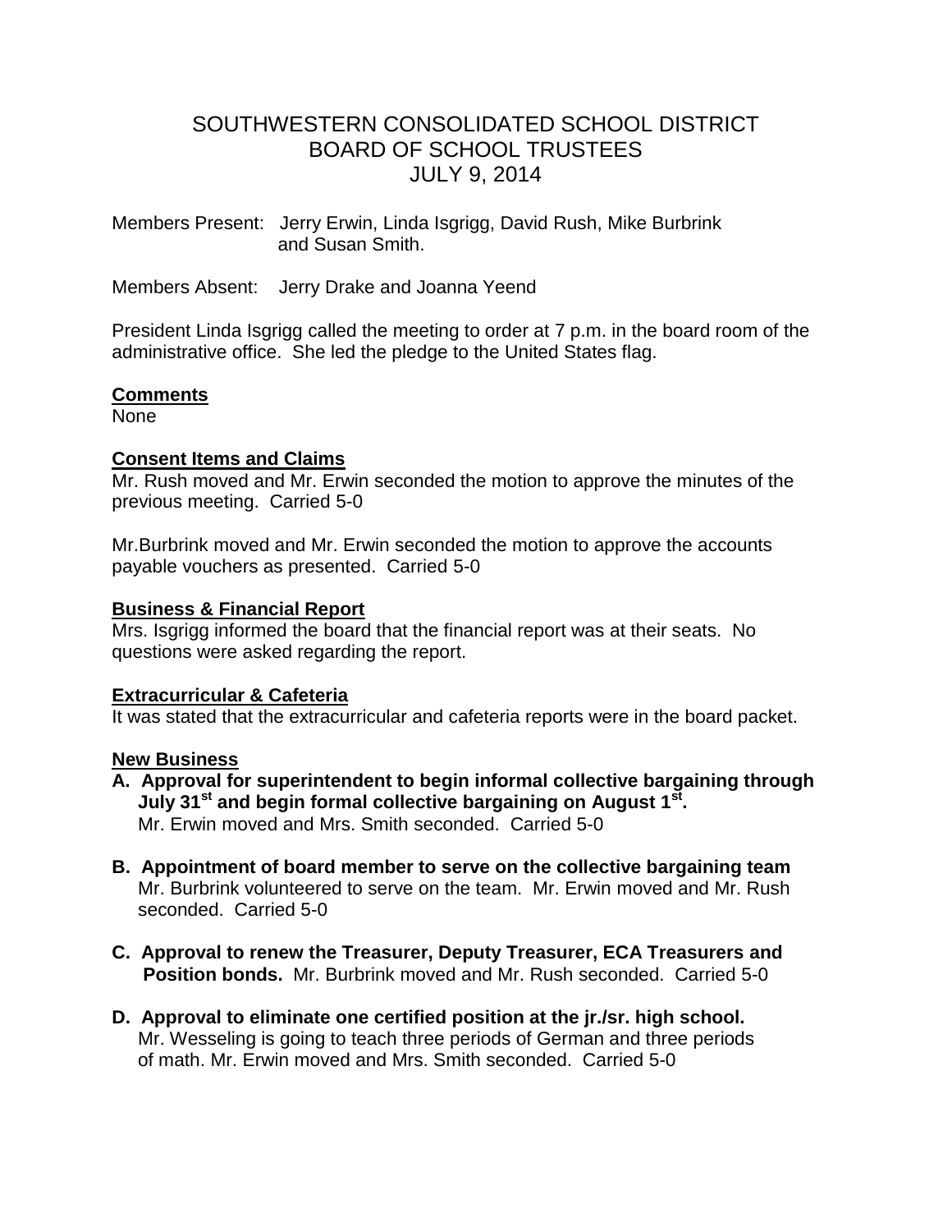# SOUTHWESTERN CONSOLIDATED SCHOOL DISTRICT
# BOARD OF SCHOOL TRUSTEES
# JULY 9, 2014

Members Present: Jerry Erwin, Linda Isgrigg, David Rush, Mike Burbrink and Susan Smith.

Members Absent: Jerry Drake and Joanna Yeend

President Linda Isgrigg called the meeting to order at 7 p.m. in the board room of the administrative office. She led the pledge to the United States flag.

## Comments

None

## Consent Items and Claims

Mr. Rush moved and Mr. Erwin seconded the motion to approve the minutes of the previous meeting. Carried 5-0

Mr.Burbrink moved and Mr. Erwin seconded the motion to approve the accounts payable vouchers as presented. Carried 5-0

## Business & Financial Report

Mrs. Isgrigg informed the board that the financial report was at their seats. No questions were asked regarding the report.

## Extracurricular & Cafeteria

It was stated that the extracurricular and cafeteria reports were in the board packet.

## New Business

**A. Approval for superintendent to begin informal collective bargaining through July 31st and begin formal collective bargaining on August 1st.**
Mr. Erwin moved and Mrs. Smith seconded. Carried 5-0

**B. Appointment of board member to serve on the collective bargaining team**
Mr. Burbrink volunteered to serve on the team. Mr. Erwin moved and Mr. Rush seconded. Carried 5-0

**C. Approval to renew the Treasurer, Deputy Treasurer, ECA Treasurers and Position bonds.** Mr. Burbrink moved and Mr. Rush seconded. Carried 5-0

**D. Approval to eliminate one certified position at the jr./sr. high school.**
Mr. Wesseling is going to teach three periods of German and three periods of math. Mr. Erwin moved and Mrs. Smith seconded. Carried 5-0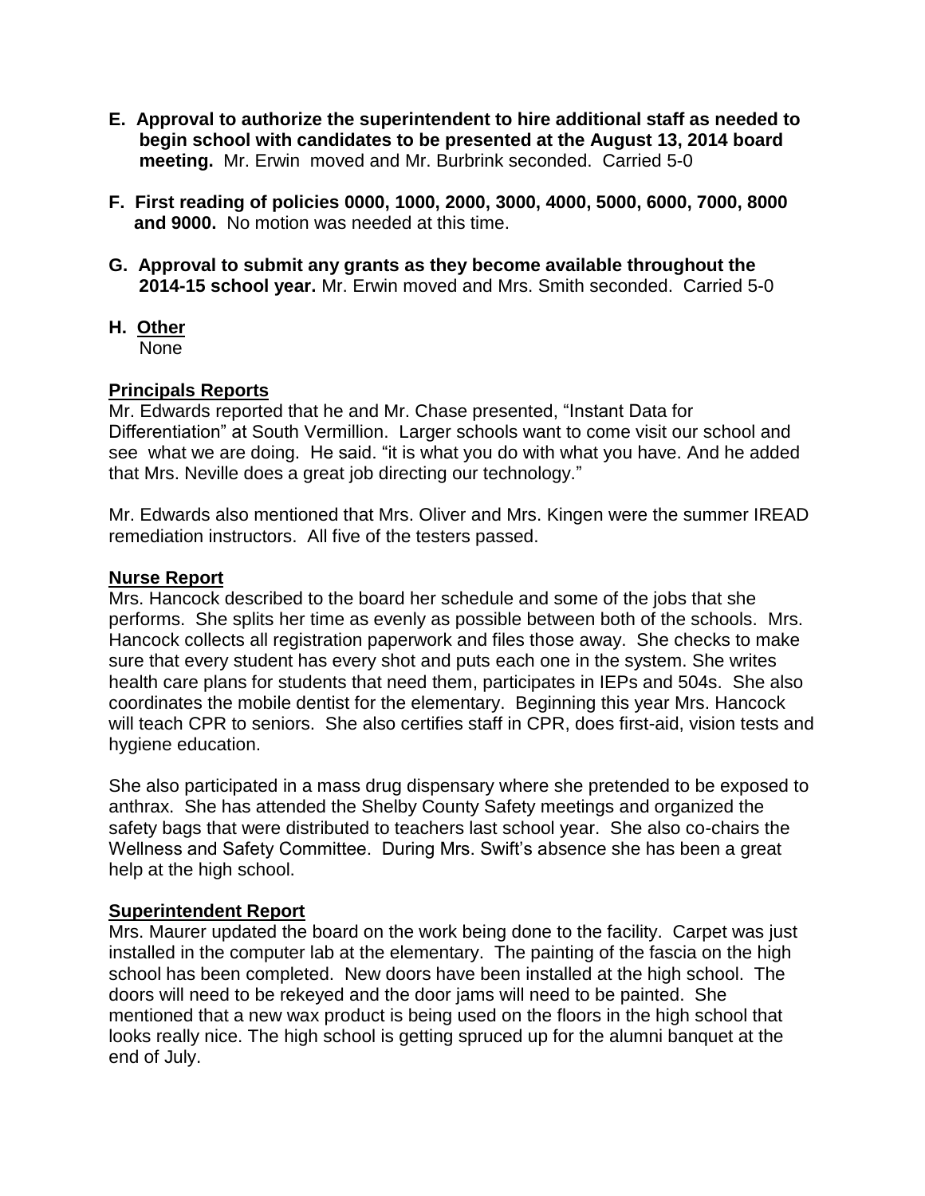**E. Approval to authorize the superintendent to hire additional staff as needed to begin school with candidates to be presented at the August 13, 2014 board meeting.** Mr. Erwin moved and Mr. Burbrink seconded. Carried 5-0

**F. First reading of policies 0000, 1000, 2000, 3000, 4000, 5000, 6000, 7000, 8000 and 9000.** No motion was needed at this time.

**G. Approval to submit any grants as they become available throughout the 2014-15 school year.** Mr. Erwin moved and Mrs. Smith seconded. Carried 5-0

**H. Other**
None

**Principals Reports**
Mr. Edwards reported that he and Mr. Chase presented, "Instant Data for Differentiation" at South Vermillion. Larger schools want to come visit our school and see what we are doing. He said. "it is what you do with what you have. And he added that Mrs. Neville does a great job directing our technology."

Mr. Edwards also mentioned that Mrs. Oliver and Mrs. Kingen were the summer IREAD remediation instructors. All five of the testers passed.

**Nurse Report**
Mrs. Hancock described to the board her schedule and some of the jobs that she performs. She splits her time as evenly as possible between both of the schools. Mrs. Hancock collects all registration paperwork and files those away. She checks to make sure that every student has every shot and puts each one in the system. She writes health care plans for students that need them, participates in IEPs and 504s. She also coordinates the mobile dentist for the elementary. Beginning this year Mrs. Hancock will teach CPR to seniors. She also certifies staff in CPR, does first-aid, vision tests and hygiene education.

She also participated in a mass drug dispensary where she pretended to be exposed to anthrax. She has attended the Shelby County Safety meetings and organized the safety bags that were distributed to teachers last school year. She also co-chairs the Wellness and Safety Committee. During Mrs. Swift's absence she has been a great help at the high school.

**Superintendent Report**
Mrs. Maurer updated the board on the work being done to the facility. Carpet was just installed in the computer lab at the elementary. The painting of the fascia on the high school has been completed. New doors have been installed at the high school. The doors will need to be rekeyed and the door jams will need to be painted. She mentioned that a new wax product is being used on the floors in the high school that looks really nice. The high school is getting spruced up for the alumni banquet at the end of July.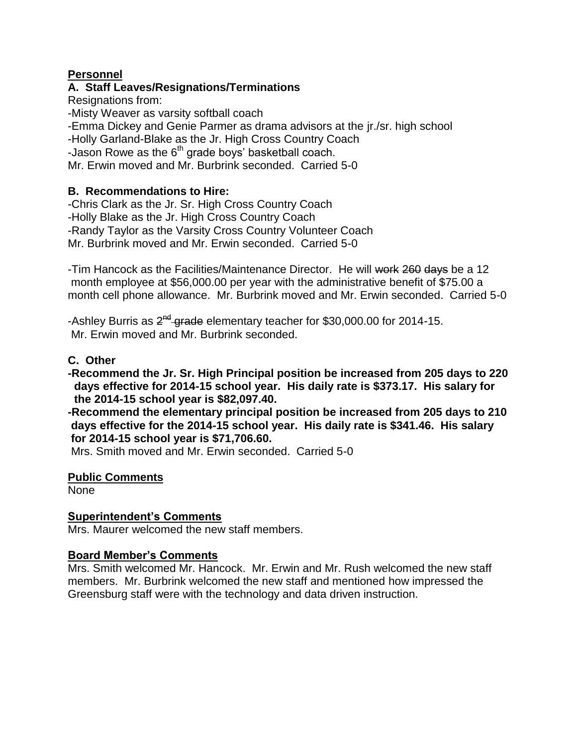**Personnel**

**A. Staff Leaves/Resignations/Terminations**

Resignations from:

-Misty Weaver as varsity softball coach

-Emma Dickey and Genie Parmer as drama advisors at the jr./sr. high school

-Holly Garland-Blake as the Jr. High Cross Country Coach

-Jason Rowe as the 6th grade boys' basketball coach.

Mr. Erwin moved and Mr. Burbrink seconded. Carried 5-0

**B. Recommendations to Hire:**

-Chris Clark as the Jr. Sr. High Cross Country Coach

-Holly Blake as the Jr. High Cross Country Coach

-Randy Taylor as the Varsity Cross Country Volunteer Coach

Mr. Burbrink moved and Mr. Erwin seconded. Carried 5-0

-Tim Hancock as the Facilities/Maintenance Director. He will ~~work 260 days~~ be a 12 month employee at $56,000.00 per year with the administrative benefit of $75.00 a month cell phone allowance. Mr. Burbrink moved and Mr. Erwin seconded. Carried 5-0

-Ashley Burris as ~~2nd grade~~ elementary teacher for $30,000.00 for 2014-15. Mr. Erwin moved and Mr. Burbrink seconded.

**C. Other**

**-Recommend the Jr. Sr. High Principal position be increased from 205 days to 220 days effective for 2014-15 school year. His daily rate is $373.17. His salary for the 2014-15 school year is $82,097.40.**

**-Recommend the elementary principal position be increased from 205 days to 210 days effective for the 2014-15 school year. His daily rate is $341.46. His salary for 2014-15 school year is $71,706.60.**

Mrs. Smith moved and Mr. Erwin seconded. Carried 5-0

**Public Comments**

None

**Superintendent's Comments**

Mrs. Maurer welcomed the new staff members.

**Board Member's Comments**

Mrs. Smith welcomed Mr. Hancock. Mr. Erwin and Mr. Rush welcomed the new staff members. Mr. Burbrink welcomed the new staff and mentioned how impressed the Greensburg staff were with the technology and data driven instruction.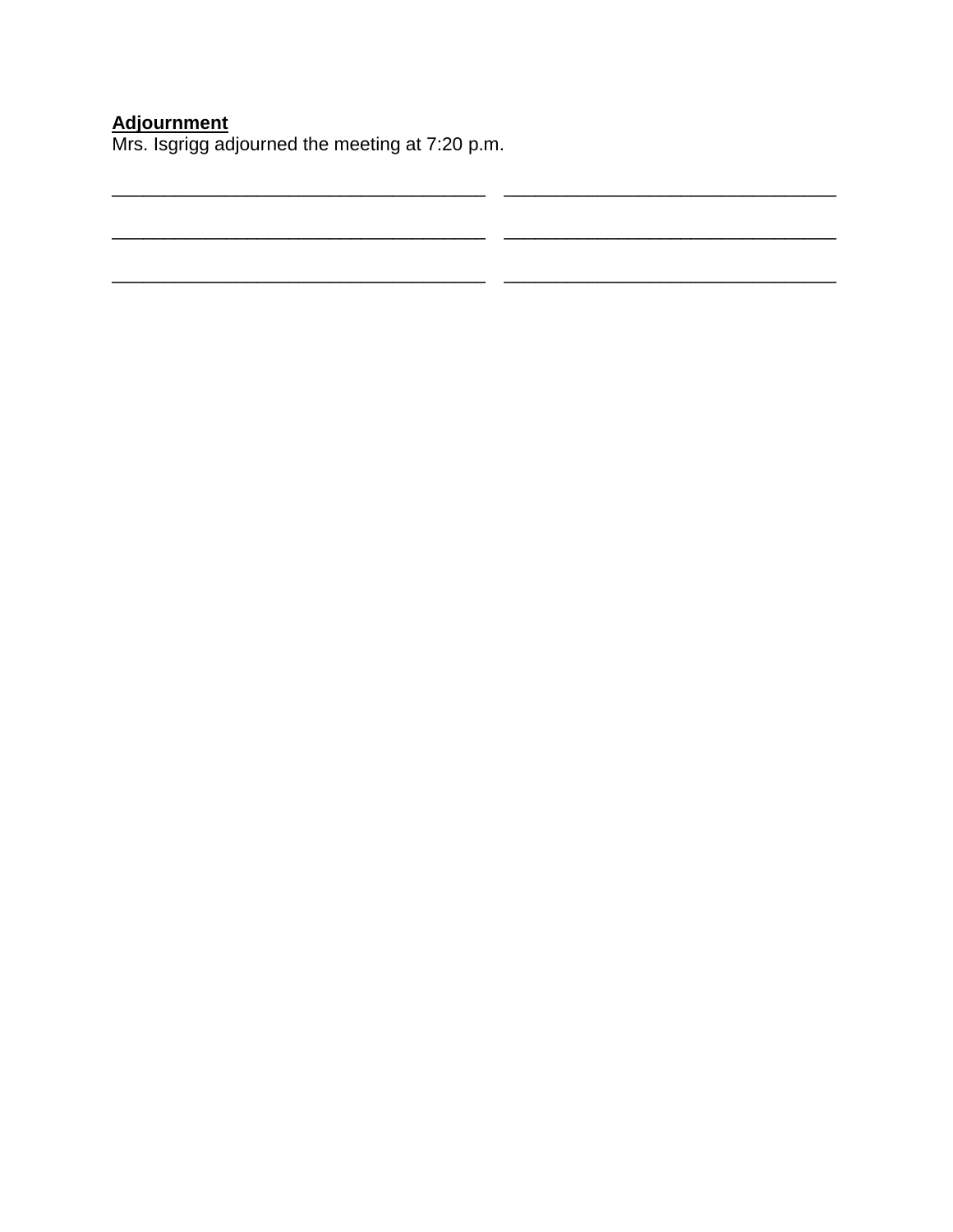**Adjournment**
Mrs. Isgrigg adjourned the meeting at 7:20 p.m.

_______________________________________ _______________________________________

_______________________________________ _______________________________________

_______________________________________ _______________________________________